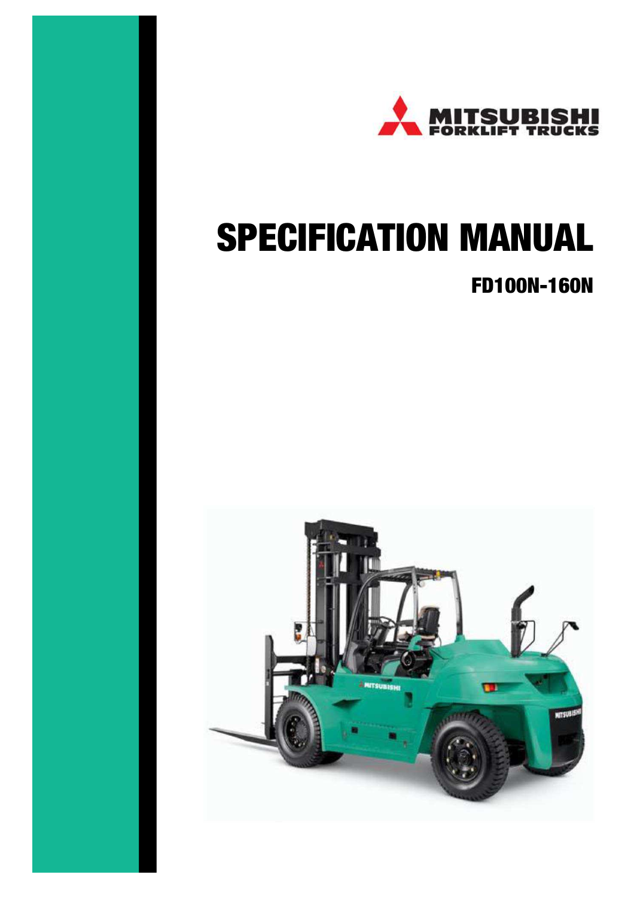MITSUBISHI
FORKLIFT TRUCKS

# SPECIFICATION MANUAL

## FD100N-160N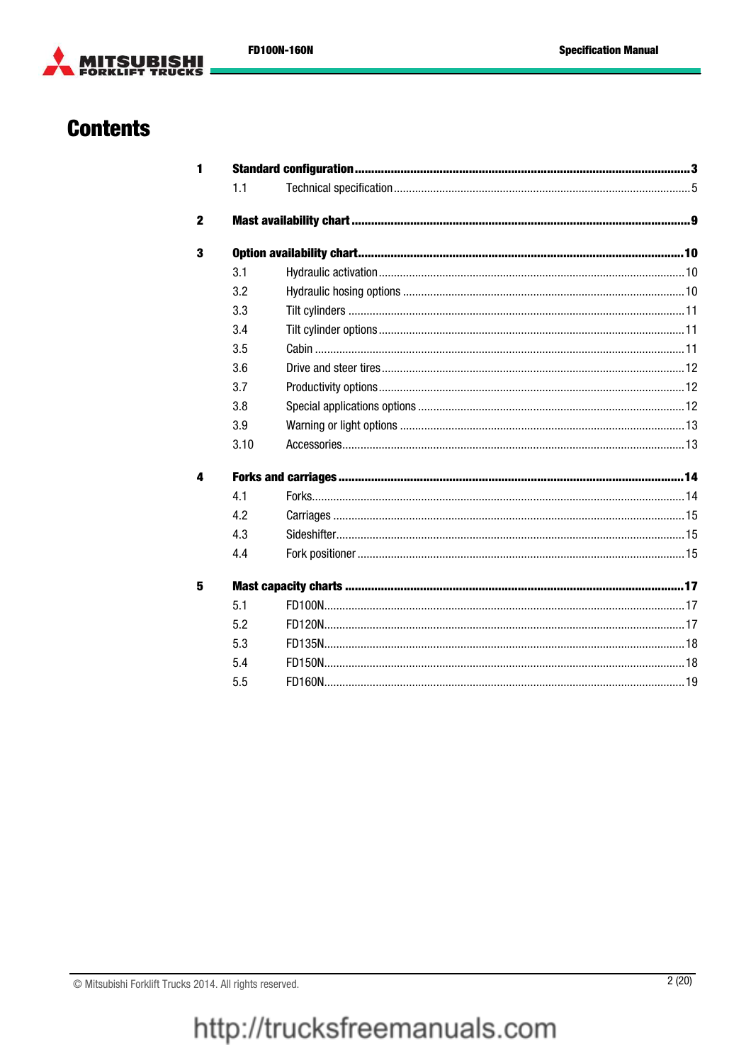# Contents

| | | | |
|---|---|---|---|
| **1** | **Standard configuration** | | **3** |
| | 1.1 | Technical specification | 5 |
| **2** | **Mast availability chart** | | **9** |
| **3** | **Option availability chart** | | **10** |
| | 3.1 | Hydraulic activation | 10 |
| | 3.2 | Hydraulic hosing options | 10 |
| | 3.3 | Tilt cylinders | 11 |
| | 3.4 | Tilt cylinder options | 11 |
| | 3.5 | Cabin | 11 |
| | 3.6 | Drive and steer tires | 12 |
| | 3.7 | Productivity options | 12 |
| | 3.8 | Special applications options | 12 |
| | 3.9 | Warning or light options | 13 |
| | 3.10 | Accessories | 13 |
| **4** | **Forks and carriages** | | **14** |
| | 4.1 | Forks | 14 |
| | 4.2 | Carriages | 15 |
| | 4.3 | Sideshifter | 15 |
| | 4.4 | Fork positioner | 15 |
| **5** | **Mast capacity charts** | | **17** |
| | 5.1 | FD100N | 17 |
| | 5.2 | FD120N | 17 |
| | 5.3 | FD135N | 18 |
| | 5.4 | FD150N | 18 |
| | 5.5 | FD160N | 19 |

© Mitsubishi Forklift Trucks 2014. All rights reserved.

http://trucksfreemanuals.com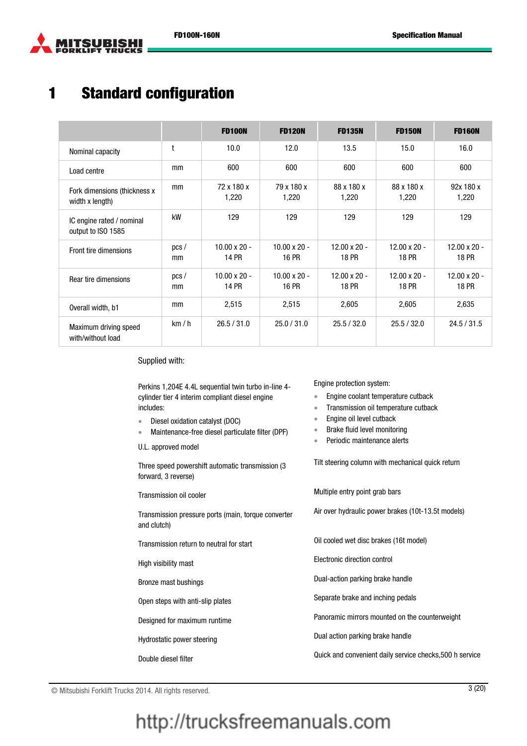# 1 Standard configuration

| | | FD100N | FD120N | FD135N | FD150N | FD160N |
|---|---|---|---|---|---|---|
| Nominal capacity | t | 10.0 | 12.0 | 13.5 | 15.0 | 16.0 |
| Load centre | mm | 600 | 600 | 600 | 600 | 600 |
| Fork dimensions (thickness x width x length) | mm | 72 x 180 x 1,220 | 79 x 180 x 1,220 | 88 x 180 x 1,220 | 88 x 180 x 1,220 | 92x 180 x 1,220 |
| IC engine rated / nominal output to ISO 1585 | kW | 129 | 129 | 129 | 129 | 129 |
| Front tire dimensions | pcs / mm | 10.00 x 20 - 14 PR | 10.00 x 20 - 16 PR | 12.00 x 20 - 18 PR | 12.00 x 20 - 18 PR | 12.00 x 20 - 18 PR |
| Rear tire dimensions | pcs / mm | 10.00 x 20 - 14 PR | 10.00 x 20 - 16 PR | 12.00 x 20 - 18 PR | 12.00 x 20 - 18 PR | 12.00 x 20 - 18 PR |
| Overall width, b1 | mm | 2,515 | 2,515 | 2,605 | 2,605 | 2,635 |
| Maximum driving speed with/without load | km / h | 26.5 / 31.0 | 25.0 / 31.0 | 25.5 / 32.0 | 25.5 / 32.0 | 24.5 / 31.5 |

Supplied with:

Perkins 1,204E 4.4L sequential twin turbo in-line 4-cylinder tier 4 interim compliant diesel engine includes:

- Diesel oxidation catalyst (DOC)
- Maintenance-free diesel particulate filter (DPF)

U.L. approved model

Three speed powershift automatic transmission (3 forward, 3 reverse)

Transmission oil cooler

Transmission pressure ports (main, torque converter and clutch)

Transmission return to neutral for start

High visibility mast

Bronze mast bushings

Open steps with anti-slip plates

Designed for maximum runtime

Hydrostatic power steering

Double diesel filter

Engine protection system:

- Engine coolant temperature cutback
- Transmission oil temperature cutback
- Engine oil level cutback
- Brake fluid level monitoring
- Periodic maintenance alerts

Tilt steering column with mechanical quick return

Multiple entry point grab bars

Air over hydraulic power brakes (10t-13.5t models)

Oil cooled wet disc brakes (16t model)

Electronic direction control

Dual-action parking brake handle

Separate brake and inching pedals

Panoramic mirrors mounted on the counterweight

Dual action parking brake handle

Quick and convenient daily service checks,500 h service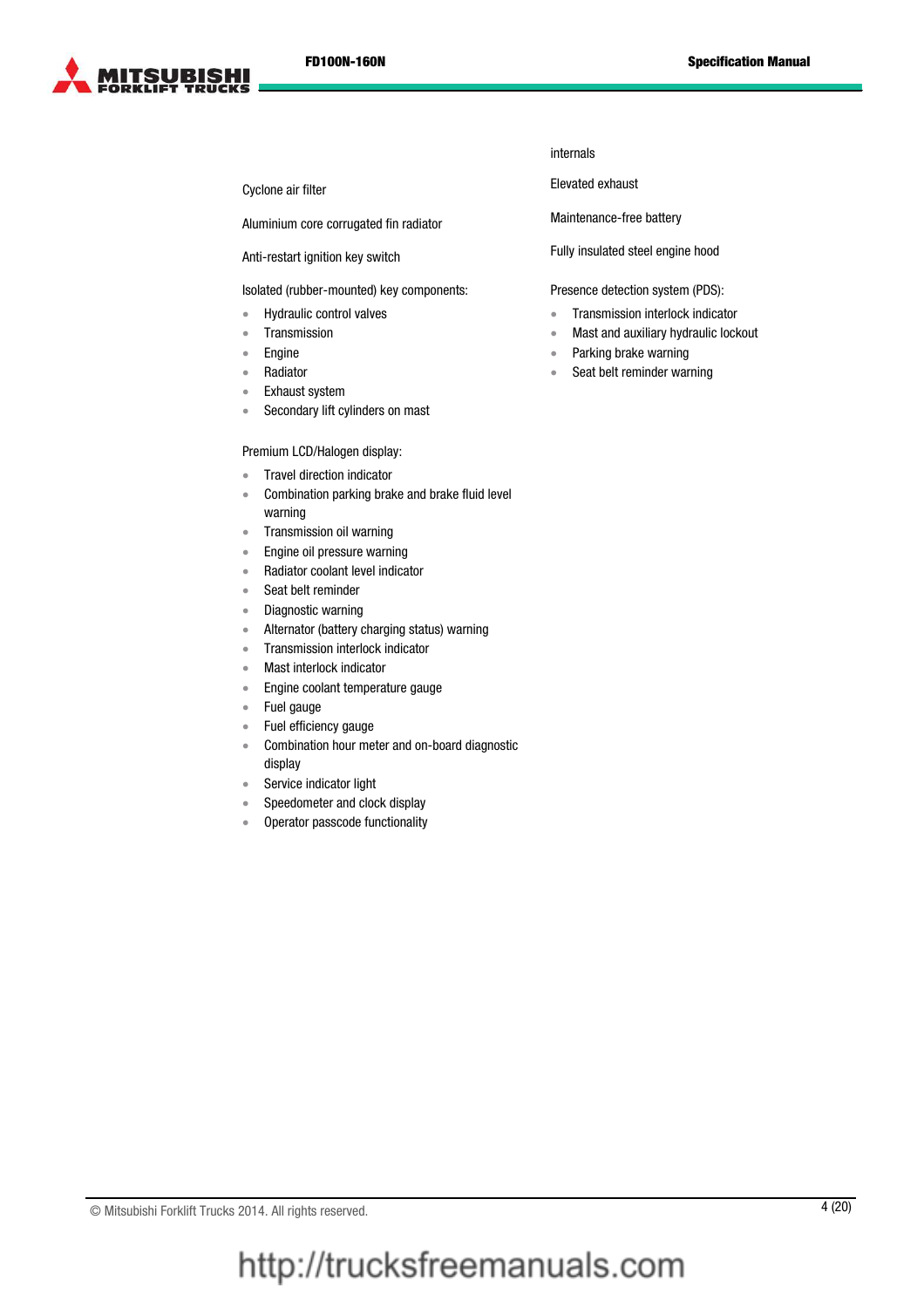Cyclone air filter

Aluminium core corrugated fin radiator

Anti-restart ignition key switch

Isolated (rubber-mounted) key components:

- Hydraulic control valves
- Transmission
- Engine
- Radiator
- Exhaust system
- Secondary lift cylinders on mast

Premium LCD/Halogen display:

- Travel direction indicator
- Combination parking brake and brake fluid level warning
- Transmission oil warning
- Engine oil pressure warning
- Radiator coolant level indicator
- Seat belt reminder
- Diagnostic warning
- Alternator (battery charging status) warning
- Transmission interlock indicator
- Mast interlock indicator
- Engine coolant temperature gauge
- Fuel gauge
- Fuel efficiency gauge
- Combination hour meter and on-board diagnostic display
- Service indicator light
- Speedometer and clock display
- Operator passcode functionality

internals

Elevated exhaust

Maintenance-free battery

Fully insulated steel engine hood

Presence detection system (PDS):

- Transmission interlock indicator
- Mast and auxiliary hydraulic lockout
- Parking brake warning
- Seat belt reminder warning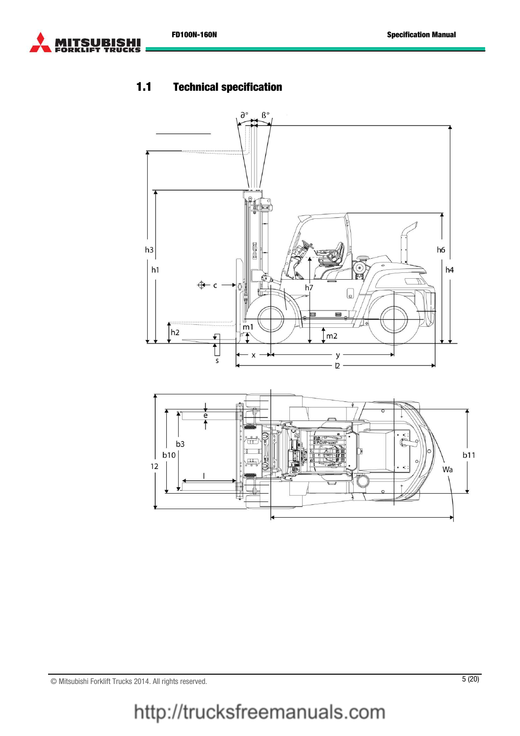## 1.1 Technical specification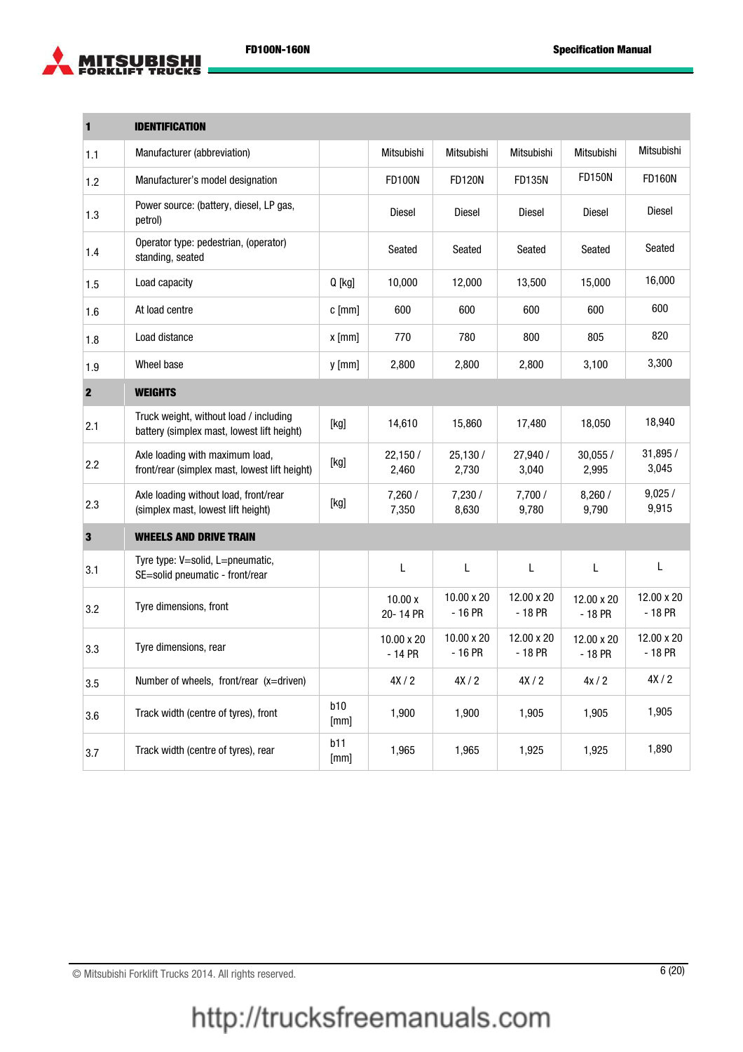| 1 | IDENTIFICATION | | | | | | |
|---|---|---|---|---|---|---|---|
| 1.1 | Manufacturer (abbreviation) | | Mitsubishi | Mitsubishi | Mitsubishi | Mitsubishi | Mitsubishi |
| 1.2 | Manufacturer's model designation | | FD100N | FD120N | FD135N | FD150N | FD160N |
| 1.3 | Power source: (battery, diesel, LP gas, petrol) | | Diesel | Diesel | Diesel | Diesel | Diesel |
| 1.4 | Operator type: pedestrian, (operator) standing, seated | | Seated | Seated | Seated | Seated | Seated |
| 1.5 | Load capacity | Q [kg] | 10,000 | 12,000 | 13,500 | 15,000 | 16,000 |
| 1.6 | At load centre | c [mm] | 600 | 600 | 600 | 600 | 600 |
| 1.8 | Load distance | x [mm] | 770 | 780 | 800 | 805 | 820 |
| 1.9 | Wheel base | y [mm] | 2,800 | 2,800 | 2,800 | 3,100 | 3,300 |
| **2** | **WEIGHTS** | | | | | | |
| 2.1 | Truck weight, without load / including battery (simplex mast, lowest lift height) | [kg] | 14,610 | 15,860 | 17,480 | 18,050 | 18,940 |
| 2.2 | Axle loading with maximum load, front/rear (simplex mast, lowest lift height) | [kg] | 22,150 / 2,460 | 25,130 / 2,730 | 27,940 / 3,040 | 30,055 / 2,995 | 31,895 / 3,045 |
| 2.3 | Axle loading without load, front/rear (simplex mast, lowest lift height) | [kg] | 7,260 / 7,350 | 7,230 / 8,630 | 7,700 / 9,780 | 8,260 / 9,790 | 9,025 / 9,915 |
| **3** | **WHEELS AND DRIVE TRAIN** | | | | | | |
| 3.1 | Tyre type: V=solid, L=pneumatic, SE=solid pneumatic - front/rear | | L | L | L | L | L |
| 3.2 | Tyre dimensions, front | | 10.00 x 20- 14 PR | 10.00 x 20 - 16 PR | 12.00 x 20 - 18 PR | 12.00 x 20 - 18 PR | 12.00 x 20 - 18 PR |
| 3.3 | Tyre dimensions, rear | | 10.00 x 20 - 14 PR | 10.00 x 20 - 16 PR | 12.00 x 20 - 18 PR | 12.00 x 20 - 18 PR | 12.00 x 20 - 18 PR |
| 3.5 | Number of wheels, front/rear (x=driven) | | 4X / 2 | 4X / 2 | 4X / 2 | 4x / 2 | 4X / 2 |
| 3.6 | Track width (centre of tyres), front | b10 [mm] | 1,900 | 1,900 | 1,905 | 1,905 | 1,905 |
| 3.7 | Track width (centre of tyres), rear | b11 [mm] | 1,965 | 1,965 | 1,925 | 1,925 | 1,890 |

© Mitsubishi Forklift Trucks 2014. All rights reserved.

http://trucksfreemanuals.com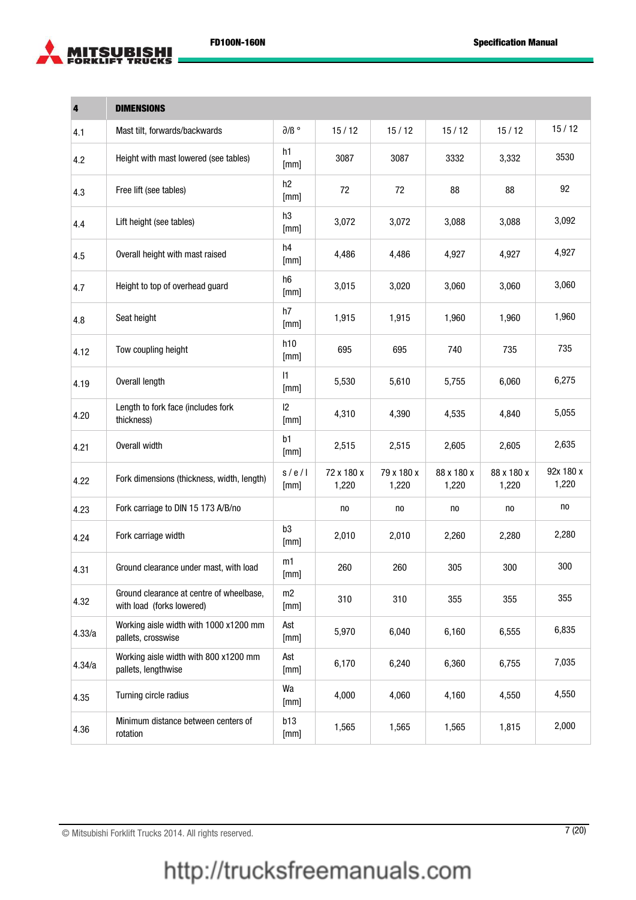| 4 | DIMENSIONS | | | | | | |
|---|---|---|---|---|---|---|---|
| 4.1 | Mast tilt, forwards/backwards | ∂/ß ° | 15 / 12 | 15 / 12 | 15 / 12 | 15 / 12 | 15 / 12 |
| 4.2 | Height with mast lowered (see tables) | h1 [mm] | 3087 | 3087 | 3332 | 3,332 | 3530 |
| 4.3 | Free lift (see tables) | h2 [mm] | 72 | 72 | 88 | 88 | 92 |
| 4.4 | Lift height (see tables) | h3 [mm] | 3,072 | 3,072 | 3,088 | 3,088 | 3,092 |
| 4.5 | Overall height with mast raised | h4 [mm] | 4,486 | 4,486 | 4,927 | 4,927 | 4,927 |
| 4.7 | Height to top of overhead guard | h6 [mm] | 3,015 | 3,020 | 3,060 | 3,060 | 3,060 |
| 4.8 | Seat height | h7 [mm] | 1,915 | 1,915 | 1,960 | 1,960 | 1,960 |
| 4.12 | Tow coupling height | h10 [mm] | 695 | 695 | 740 | 735 | 735 |
| 4.19 | Overall length | l1 [mm] | 5,530 | 5,610 | 5,755 | 6,060 | 6,275 |
| 4.20 | Length to fork face (includes fork thickness) | l2 [mm] | 4,310 | 4,390 | 4,535 | 4,840 | 5,055 |
| 4.21 | Overall width | b1 [mm] | 2,515 | 2,515 | 2,605 | 2,605 | 2,635 |
| 4.22 | Fork dimensions (thickness, width, length) | s / e / l [mm] | 72 x 180 x 1,220 | 79 x 180 x 1,220 | 88 x 180 x 1,220 | 88 x 180 x 1,220 | 92x 180 x 1,220 |
| 4.23 | Fork carriage to DIN 15 173 A/B/no | | no | no | no | no | no |
| 4.24 | Fork carriage width | b3 [mm] | 2,010 | 2,010 | 2,260 | 2,280 | 2,280 |
| 4.31 | Ground clearance under mast, with load | m1 [mm] | 260 | 260 | 305 | 300 | 300 |
| 4.32 | Ground clearance at centre of wheelbase, with load (forks lowered) | m2 [mm] | 310 | 310 | 355 | 355 | 355 |
| 4.33/a | Working aisle width with 1000 x1200 mm pallets, crosswise | Ast [mm] | 5,970 | 6,040 | 6,160 | 6,555 | 6,835 |
| 4.34/a | Working aisle width with 800 x1200 mm pallets, lengthwise | Ast [mm] | 6,170 | 6,240 | 6,360 | 6,755 | 7,035 |
| 4.35 | Turning circle radius | Wa [mm] | 4,000 | 4,060 | 4,160 | 4,550 | 4,550 |
| 4.36 | Minimum distance between centers of rotation | b13 [mm] | 1,565 | 1,565 | 1,565 | 1,815 | 2,000 |

© Mitsubishi Forklift Trucks 2014. All rights reserved.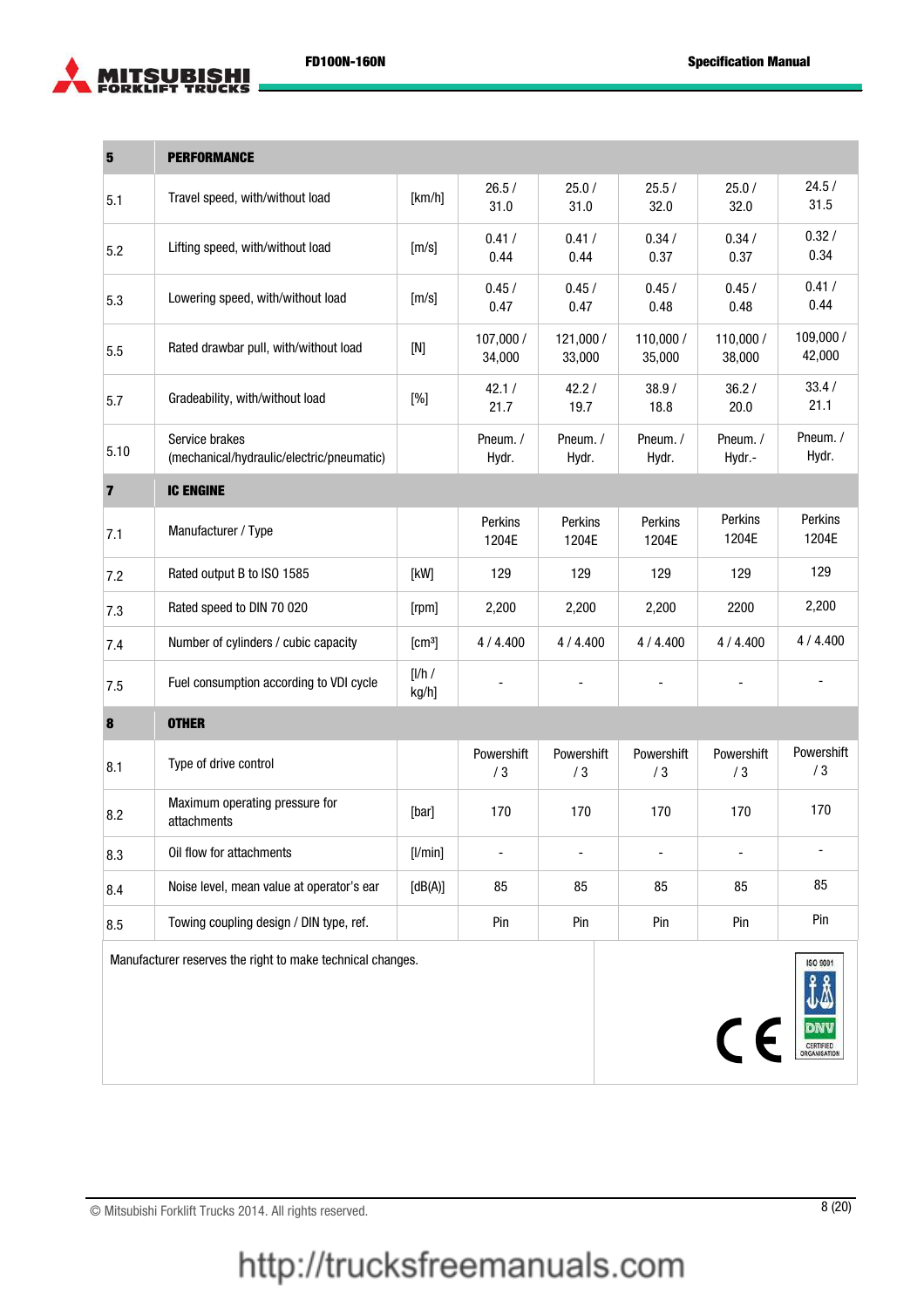| 5 | PERFORMANCE | | | | | | |
|---|---|---|---|---|---|---|---|
| 5.1 | Travel speed, with/without load | [km/h] | 26.5 / 31.0 | 25.0 / 31.0 | 25.5 / 32.0 | 25.0 / 32.0 | 24.5 / 31.5 |
| 5.2 | Lifting speed, with/without load | [m/s] | 0.41 / 0.44 | 0.41 / 0.44 | 0.34 / 0.37 | 0.34 / 0.37 | 0.32 / 0.34 |
| 5.3 | Lowering speed, with/without load | [m/s] | 0.45 / 0.47 | 0.45 / 0.47 | 0.45 / 0.48 | 0.45 / 0.48 | 0.41 / 0.44 |
| 5.5 | Rated drawbar pull, with/without load | [N] | 107,000 / 34,000 | 121,000 / 33,000 | 110,000 / 35,000 | 110,000 / 38,000 | 109,000 / 42,000 |
| 5.7 | Gradeability, with/without load | [%] | 42.1 / 21.7 | 42.2 / 19.7 | 38.9 / 18.8 | 36.2 / 20.0 | 33.4 / 21.1 |
| 5.10 | Service brakes (mechanical/hydraulic/electric/pneumatic) | | Pneum. / Hydr. | Pneum. / Hydr. | Pneum. / Hydr. | Pneum. / Hydr.- | Pneum. / Hydr. |
| **7** | **IC ENGINE** | | | | | | |
| 7.1 | Manufacturer / Type | | Perkins 1204E | Perkins 1204E | Perkins 1204E | Perkins 1204E | Perkins 1204E |
| 7.2 | Rated output B to ISO 1585 | [kW] | 129 | 129 | 129 | 129 | 129 |
| 7.3 | Rated speed to DIN 70 020 | [rpm] | 2,200 | 2,200 | 2,200 | 2200 | 2,200 |
| 7.4 | Number of cylinders / cubic capacity | [cm³] | 4 / 4.400 | 4 / 4.400 | 4 / 4.400 | 4 / 4.400 | 4 / 4.400 |
| 7.5 | Fuel consumption according to VDI cycle | [l/h / kg/h] | - | - | - | - | - |
| **8** | **OTHER** | | | | | | |
| 8.1 | Type of drive control | | Powershift / 3 | Powershift / 3 | Powershift / 3 | Powershift / 3 | Powershift / 3 |
| 8.2 | Maximum operating pressure for attachments | [bar] | 170 | 170 | 170 | 170 | 170 |
| 8.3 | Oil flow for attachments | [l/min] | - | - | - | - | - |
| 8.4 | Noise level, mean value at operator's ear | [dB(A)] | 85 | 85 | 85 | 85 | 85 |
| 8.5 | Towing coupling design / DIN type, ref. | | Pin | Pin | Pin | Pin | Pin |

Manufacturer reserves the right to make technical changes.

© Mitsubishi Forklift Trucks 2014. All rights reserved.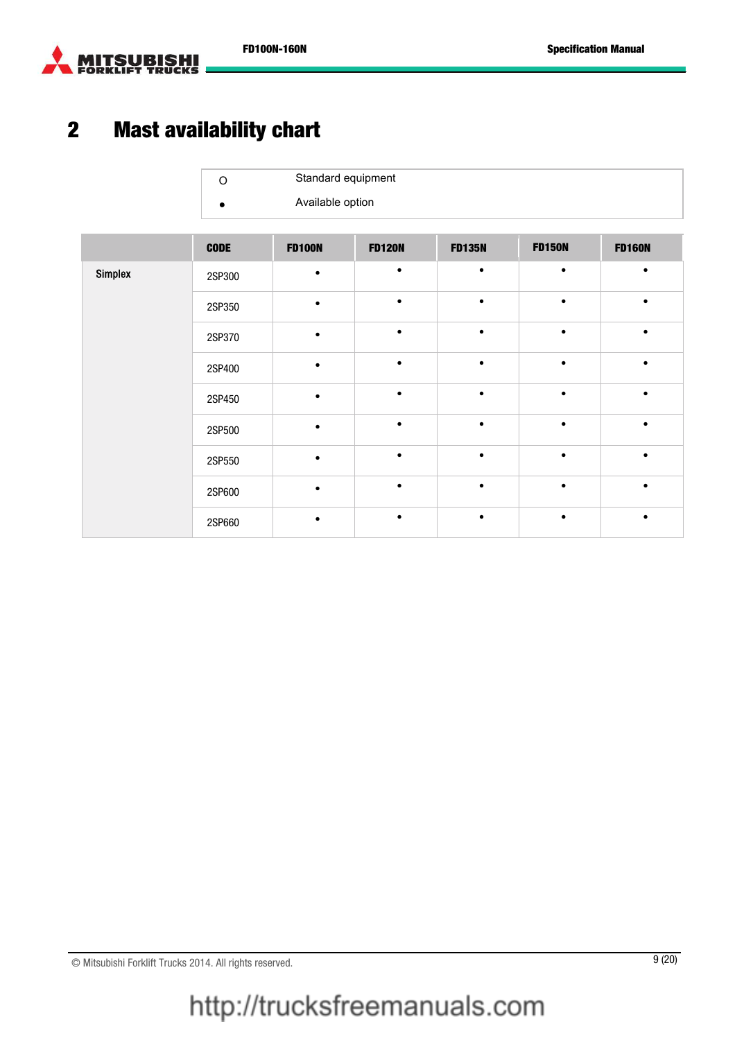## 2 Mast availability chart

| | |
|---|---|
| O | Standard equipment |
| • | Available option |

| | CODE | FD100N | FD120N | FD135N | FD150N | FD160N |
|---|---|---|---|---|---|---|
| Simplex | 2SP300 | • | • | • | • | • |
| | 2SP350 | • | • | • | • | • |
| | 2SP370 | • | • | • | • | • |
| | 2SP400 | • | • | • | • | • |
| | 2SP450 | • | • | • | • | • |
| | 2SP500 | • | • | • | • | • |
| | 2SP550 | • | • | • | • | • |
| | 2SP600 | • | • | • | • | • |
| | 2SP660 | • | • | • | • | • |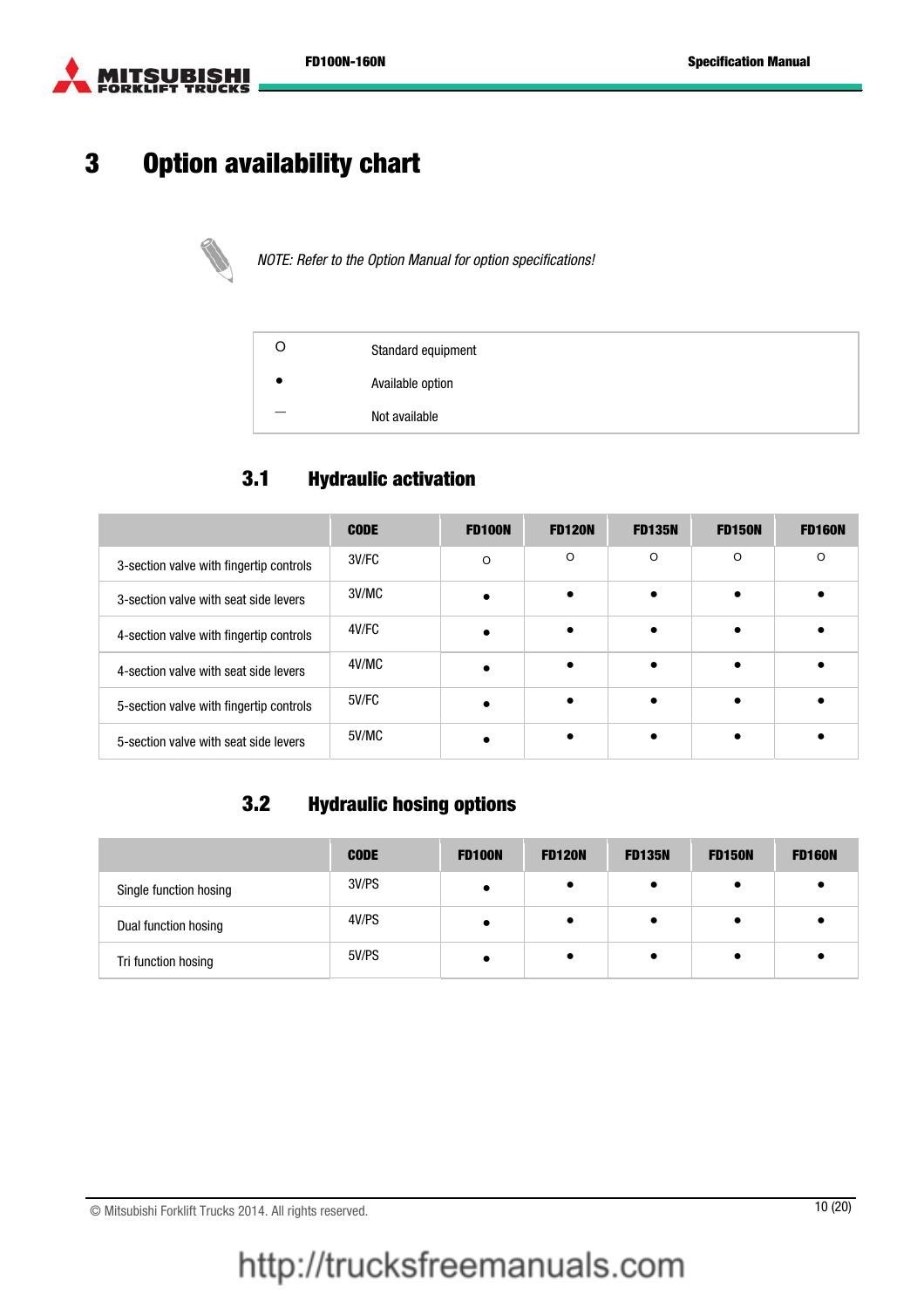# 3 Option availability chart

*NOTE: Refer to the Option Manual for option specifications!*

| | |
|---|---|
| O | Standard equipment |
| • | Available option |
| — | Not available |

## 3.1 Hydraulic activation

| | CODE | FD100N | FD120N | FD135N | FD150N | FD160N |
|---|---|---|---|---|---|---|
| 3-section valve with fingertip controls | 3V/FC | O | O | O | O | O |
| 3-section valve with seat side levers | 3V/MC | • | • | • | • | • |
| 4-section valve with fingertip controls | 4V/FC | • | • | • | • | • |
| 4-section valve with seat side levers | 4V/MC | • | • | • | • | • |
| 5-section valve with fingertip controls | 5V/FC | • | • | • | • | • |
| 5-section valve with seat side levers | 5V/MC | • | • | • | • | • |

## 3.2 Hydraulic hosing options

| | CODE | FD100N | FD120N | FD135N | FD150N | FD160N |
|---|---|---|---|---|---|---|
| Single function hosing | 3V/PS | • | • | • | • | • |
| Dual function hosing | 4V/PS | • | • | • | • | • |
| Tri function hosing | 5V/PS | • | • | • | • | • |

© Mitsubishi Forklift Trucks 2014. All rights reserved.

http://trucksfreemanuals.com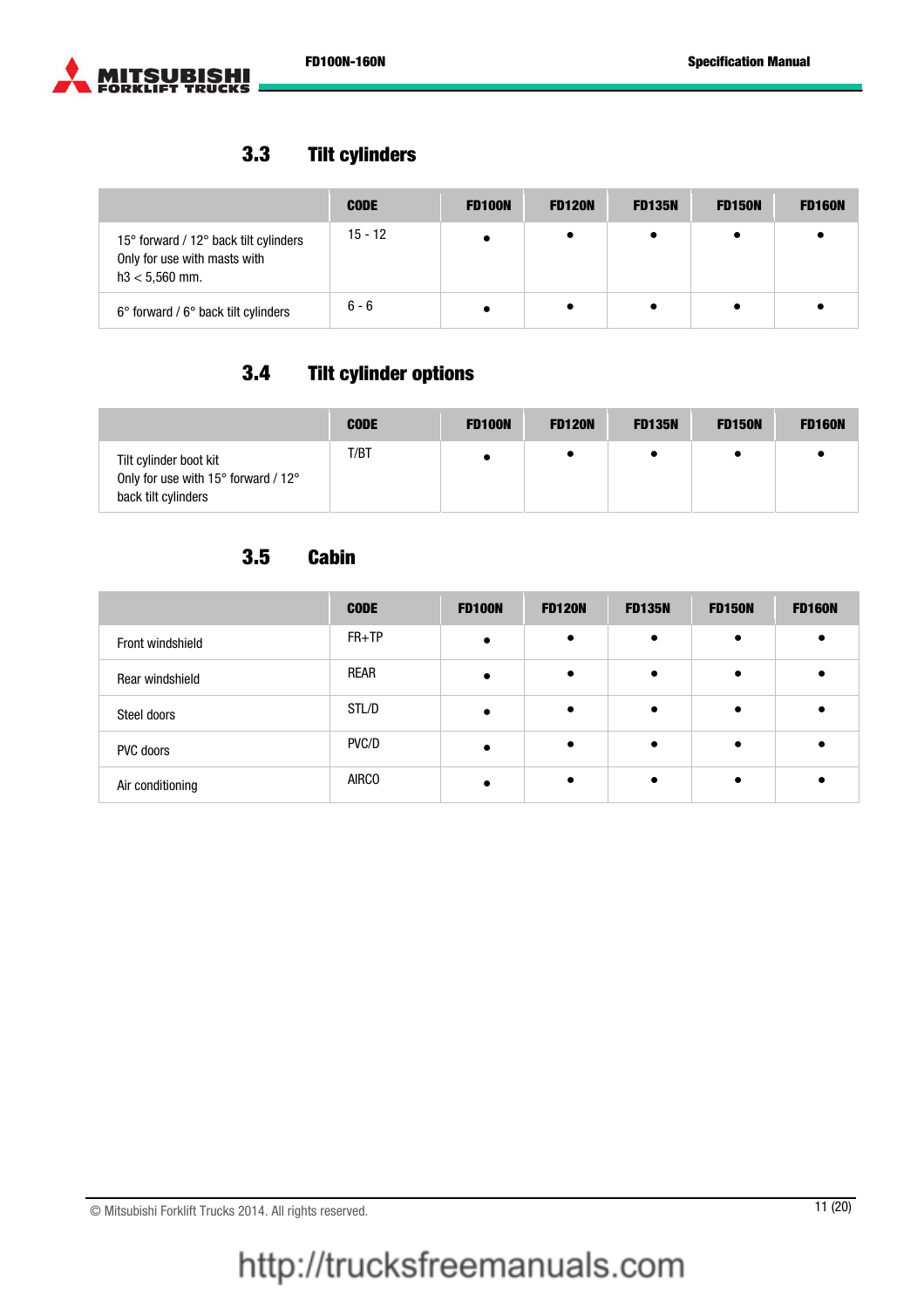## 3.3 Tilt cylinders

| | CODE | FD100N | FD120N | FD135N | FD150N | FD160N |
|---|---|---|---|---|---|---|
| 15° forward / 12° back tilt cylinders<br>Only for use with masts with<br>h3 < 5,560 mm. | 15 - 12 | ● | ● | ● | ● | ● |
| 6° forward / 6° back tilt cylinders | 6 - 6 | ● | ● | ● | ● | ● |

## 3.4 Tilt cylinder options

| | CODE | FD100N | FD120N | FD135N | FD150N | FD160N |
|---|---|---|---|---|---|---|
| Tilt cylinder boot kit<br>Only for use with 15° forward / 12°<br>back tilt cylinders | T/BT | ● | ● | ● | ● | ● |

## 3.5 Cabin

| | CODE | FD100N | FD120N | FD135N | FD150N | FD160N |
|---|---|---|---|---|---|---|
| Front windshield | FR+TP | ● | ● | ● | ● | ● |
| Rear windshield | REAR | ● | ● | ● | ● | ● |
| Steel doors | STL/D | ● | ● | ● | ● | ● |
| PVC doors | PVC/D | ● | ● | ● | ● | ● |
| Air conditioning | AIRCO | ● | ● | ● | ● | ● |

© Mitsubishi Forklift Trucks 2014. All rights reserved.

http://trucksfreemanuals.com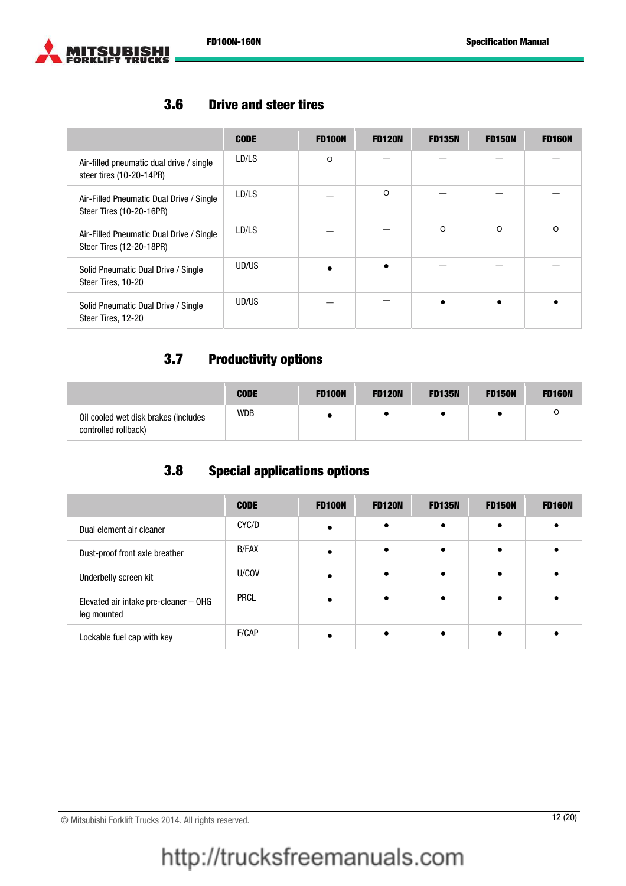## 3.6 Drive and steer tires

| | CODE | FD100N | FD120N | FD135N | FD150N | FD160N |
|---|---|---|---|---|---|---|
| Air-filled pneumatic dual drive / single steer tires (10-20-14PR) | LD/LS | o | — | — | — | — |
| Air-Filled Pneumatic Dual Drive / Single Steer Tires (10-20-16PR) | LD/LS | — | o | — | — | — |
| Air-Filled Pneumatic Dual Drive / Single Steer Tires (12-20-18PR) | LD/LS | — | — | o | o | o |
| Solid Pneumatic Dual Drive / Single Steer Tires, 10-20 | UD/US | • | • | — | — | — |
| Solid Pneumatic Dual Drive / Single Steer Tires, 12-20 | UD/US | — | — | • | • | • |

## 3.7 Productivity options

| | CODE | FD100N | FD120N | FD135N | FD150N | FD160N |
|---|---|---|---|---|---|---|
| Oil cooled wet disk brakes (includes controlled rollback) | WDB | • | • | • | • | o |

## 3.8 Special applications options

| | CODE | FD100N | FD120N | FD135N | FD150N | FD160N |
|---|---|---|---|---|---|---|
| Dual element air cleaner | CYC/D | • | • | • | • | • |
| Dust-proof front axle breather | B/FAX | • | • | • | • | • |
| Underbelly screen kit | U/COV | • | • | • | • | • |
| Elevated air intake pre-cleaner – OHG leg mounted | PRCL | • | • | • | • | • |
| Lockable fuel cap with key | F/CAP | • | • | • | • | • |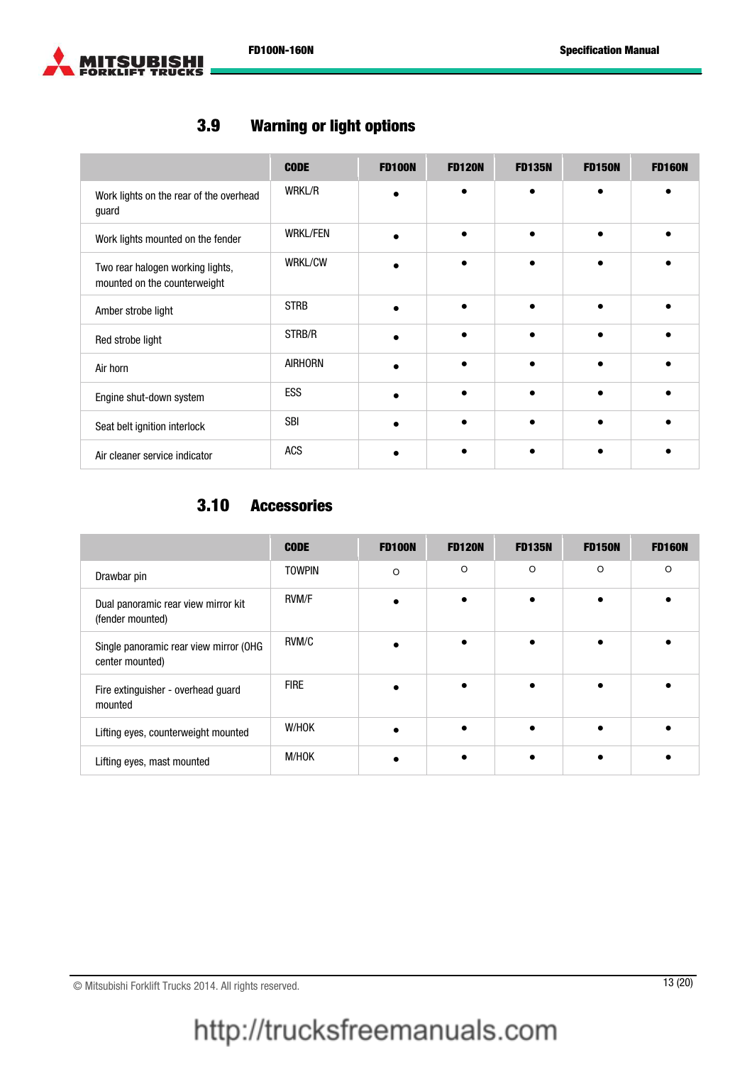## 3.9 Warning or light options

| | CODE | FD100N | FD120N | FD135N | FD150N | FD160N |
|---|---|---|---|---|---|---|
| Work lights on the rear of the overhead guard | WRKL/R | ● | ● | ● | ● | ● |
| Work lights mounted on the fender | WRKL/FEN | ● | ● | ● | ● | ● |
| Two rear halogen working lights, mounted on the counterweight | WRKL/CW | ● | ● | ● | ● | ● |
| Amber strobe light | STRB | ● | ● | ● | ● | ● |
| Red strobe light | STRB/R | ● | ● | ● | ● | ● |
| Air horn | AIRHORN | ● | ● | ● | ● | ● |
| Engine shut-down system | ESS | ● | ● | ● | ● | ● |
| Seat belt ignition interlock | SBI | ● | ● | ● | ● | ● |
| Air cleaner service indicator | ACS | ● | ● | ● | ● | ● |

## 3.10 Accessories

| | CODE | FD100N | FD120N | FD135N | FD150N | FD160N |
|---|---|---|---|---|---|---|
| Drawbar pin | TOWPIN | ○ | ○ | ○ | ○ | ○ |
| Dual panoramic rear view mirror kit (fender mounted) | RVM/F | ● | ● | ● | ● | ● |
| Single panoramic rear view mirror (OHG center mounted) | RVM/C | ● | ● | ● | ● | ● |
| Fire extinguisher - overhead guard mounted | FIRE | ● | ● | ● | ● | ● |
| Lifting eyes, counterweight mounted | W/HOK | ● | ● | ● | ● | ● |
| Lifting eyes, mast mounted | M/HOK | ● | ● | ● | ● | ● |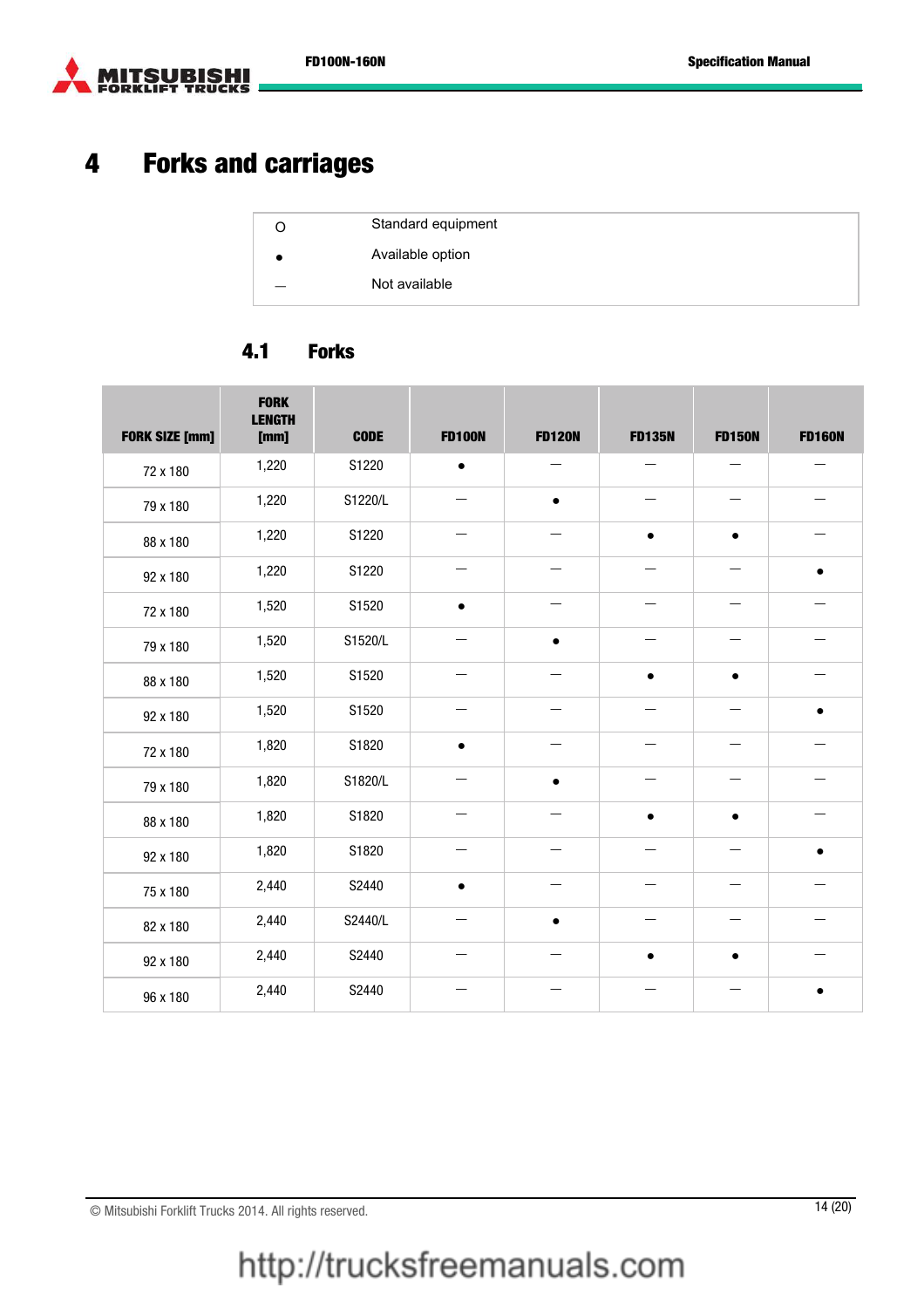# 4 Forks and carriages

| | |
|---|---|
| O | Standard equipment |
| ● | Available option |
| — | Not available |

## 4.1 Forks

| FORK SIZE [mm] | FORK LENGTH [mm] | CODE | FD100N | FD120N | FD135N | FD150N | FD160N |
|---|---|---|---|---|---|---|---|
| 72 x 180 | 1,220 | S1220 | ● | — | — | — | — |
| 79 x 180 | 1,220 | S1220/L | — | ● | — | — | — |
| 88 x 180 | 1,220 | S1220 | — | — | ● | ● | — |
| 92 x 180 | 1,220 | S1220 | — | — | — | — | ● |
| 72 x 180 | 1,520 | S1520 | ● | — | — | — | — |
| 79 x 180 | 1,520 | S1520/L | — | ● | — | — | — |
| 88 x 180 | 1,520 | S1520 | — | — | ● | ● | — |
| 92 x 180 | 1,520 | S1520 | — | — | — | — | ● |
| 72 x 180 | 1,820 | S1820 | ● | — | — | — | — |
| 79 x 180 | 1,820 | S1820/L | — | ● | — | — | — |
| 88 x 180 | 1,820 | S1820 | — | — | ● | ● | — |
| 92 x 180 | 1,820 | S1820 | — | — | — | — | ● |
| 75 x 180 | 2,440 | S2440 | ● | — | — | — | — |
| 82 x 180 | 2,440 | S2440/L | — | ● | — | — | — |
| 92 x 180 | 2,440 | S2440 | — | — | ● | ● | — |
| 96 x 180 | 2,440 | S2440 | — | — | — | — | ● |

© Mitsubishi Forklift Trucks 2014. All rights reserved.

http://trucksfreemanuals.com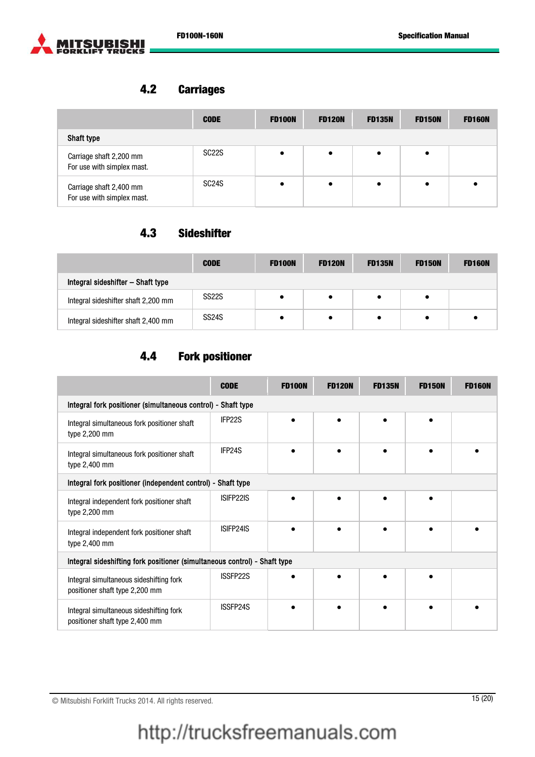## 4.2 Carriages

| | CODE | FD100N | FD120N | FD135N | FD150N | FD160N |
|---|---|---|---|---|---|---|
| **Shaft type** | | | | | | |
| Carriage shaft 2,200 mm For use with simplex mast. | SC22S | ● | ● | ● | ● | |
| Carriage shaft 2,400 mm For use with simplex mast. | SC24S | ● | ● | ● | ● | ● |

## 4.3 Sideshifter

| | CODE | FD100N | FD120N | FD135N | FD150N | FD160N |
|---|---|---|---|---|---|---|
| **Integral sideshifter – Shaft type** | | | | | | |
| Integral sideshifter shaft 2,200 mm | SS22S | ● | ● | ● | ● | |
| Integral sideshifter shaft 2,400 mm | SS24S | ● | ● | ● | ● | ● |

## 4.4 Fork positioner

| | CODE | FD100N | FD120N | FD135N | FD150N | FD160N |
|---|---|---|---|---|---|---|
| **Integral fork positioner (simultaneous control) - Shaft type** | | | | | | |
| Integral simultaneous fork positioner shaft type 2,200 mm | IFP22S | ● | ● | ● | ● | |
| Integral simultaneous fork positioner shaft type 2,400 mm | IFP24S | ● | ● | ● | ● | ● |
| **Integral fork positioner (independent control) - Shaft type** | | | | | | |
| Integral independent fork positioner shaft type 2,200 mm | ISIFP22IS | ● | ● | ● | ● | |
| Integral independent fork positioner shaft type 2,400 mm | ISIFP24IS | ● | ● | ● | ● | ● |
| **Integral sideshifting fork positioner (simultaneous control) - Shaft type** | | | | | | |
| Integral simultaneous sideshifting fork positioner shaft type 2,200 mm | ISSFP22S | ● | ● | ● | ● | |
| Integral simultaneous sideshifting fork positioner shaft type 2,400 mm | ISSFP24S | ● | ● | ● | ● | ● |

© Mitsubishi Forklift Trucks 2014. All rights reserved.

http://trucksfreemanuals.com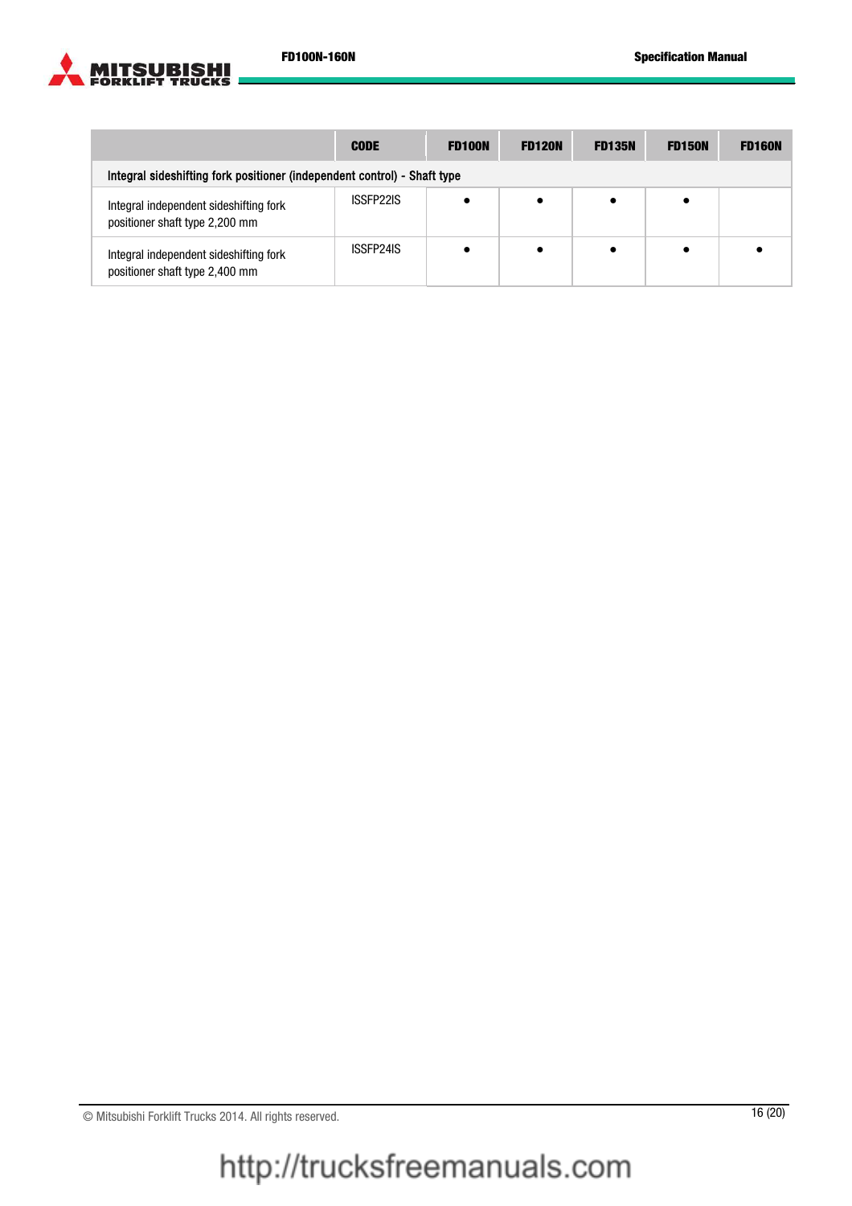| | CODE | FD100N | FD120N | FD135N | FD150N | FD160N |
|---|---|---|---|---|---|---|
| Integral sideshifting fork positioner (independent control) - Shaft type | | | | | | |
| Integral independent sideshifting fork positioner shaft type 2,200 mm | ISSFP22IS | ● | ● | ● | ● | |
| Integral independent sideshifting fork positioner shaft type 2,400 mm | ISSFP24IS | ● | ● | ● | ● | ● |

© Mitsubishi Forklift Trucks 2014. All rights reserved.

http://trucksfreemanuals.com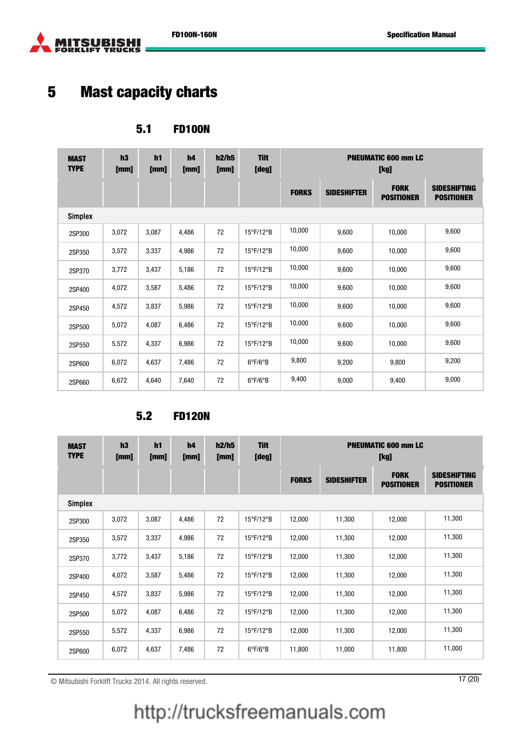# 5 Mast capacity charts

## 5.1 FD100N

| MAST TYPE | h3 [mm] | h1 [mm] | h4 [mm] | h2/h5 [mm] | Tilt [deg] | PNEUMATIC 600 mm LC [kg] | | | |
|---|---|---|---|---|---|---|---|---|---|
| | | | | | | FORKS | SIDESHIFTER | FORK POSITIONER | SIDESHIFTING POSITIONER |
| Simplex | | | | | | | | | |
| 2SP300 | 3,072 | 3,087 | 4,486 | 72 | 15°F/12°B | 10,000 | 9,600 | 10,000 | 9,600 |
| 2SP350 | 3,572 | 3,337 | 4,986 | 72 | 15°F/12°B | 10,000 | 9,600 | 10,000 | 9,600 |
| 2SP370 | 3,772 | 3,437 | 5,186 | 72 | 15°F/12°B | 10,000 | 9,600 | 10,000 | 9,600 |
| 2SP400 | 4,072 | 3,587 | 5,486 | 72 | 15°F/12°B | 10,000 | 9,600 | 10,000 | 9,600 |
| 2SP450 | 4,572 | 3,837 | 5,986 | 72 | 15°F/12°B | 10,000 | 9,600 | 10,000 | 9,600 |
| 2SP500 | 5,072 | 4,087 | 6,486 | 72 | 15°F/12°B | 10,000 | 9,600 | 10,000 | 9,600 |
| 2SP550 | 5,572 | 4,337 | 6,986 | 72 | 15°F/12°B | 10,000 | 9,600 | 10,000 | 9,600 |
| 2SP600 | 6,072 | 4,637 | 7,486 | 72 | 6°F/6°B | 9,800 | 9,200 | 9,800 | 9,200 |
| 2SP660 | 6,672 | 4,640 | 7,640 | 72 | 6°F/6°B | 9,400 | 9,000 | 9,400 | 9,000 |

## 5.2 FD120N

| MAST TYPE | h3 [mm] | h1 [mm] | h4 [mm] | h2/h5 [mm] | Tilt [deg] | PNEUMATIC 600 mm LC [kg] | | | |
|---|---|---|---|---|---|---|---|---|---|
| | | | | | | FORKS | SIDESHIFTER | FORK POSITIONER | SIDESHIFTING POSITIONER |
| Simplex | | | | | | | | | |
| 2SP300 | 3,072 | 3,087 | 4,486 | 72 | 15°F/12°B | 12,000 | 11,300 | 12,000 | 11,300 |
| 2SP350 | 3,572 | 3,337 | 4,986 | 72 | 15°F/12°B | 12,000 | 11,300 | 12,000 | 11,300 |
| 2SP370 | 3,772 | 3,437 | 5,186 | 72 | 15°F/12°B | 12,000 | 11,300 | 12,000 | 11,300 |
| 2SP400 | 4,072 | 3,587 | 5,486 | 72 | 15°F/12°B | 12,000 | 11,300 | 12,000 | 11,300 |
| 2SP450 | 4,572 | 3,837 | 5,986 | 72 | 15°F/12°B | 12,000 | 11,300 | 12,000 | 11,300 |
| 2SP500 | 5,072 | 4,087 | 6,486 | 72 | 15°F/12°B | 12,000 | 11,300 | 12,000 | 11,300 |
| 2SP550 | 5,572 | 4,337 | 6,986 | 72 | 15°F/12°B | 12,000 | 11,300 | 12,000 | 11,300 |
| 2SP600 | 6,072 | 4,637 | 7,486 | 72 | 6°F/6°B | 11,800 | 11,000 | 11,800 | 11,000 |

© Mitsubishi Forklift Trucks 2014. All rights reserved.

http://trucksfreemanuals.com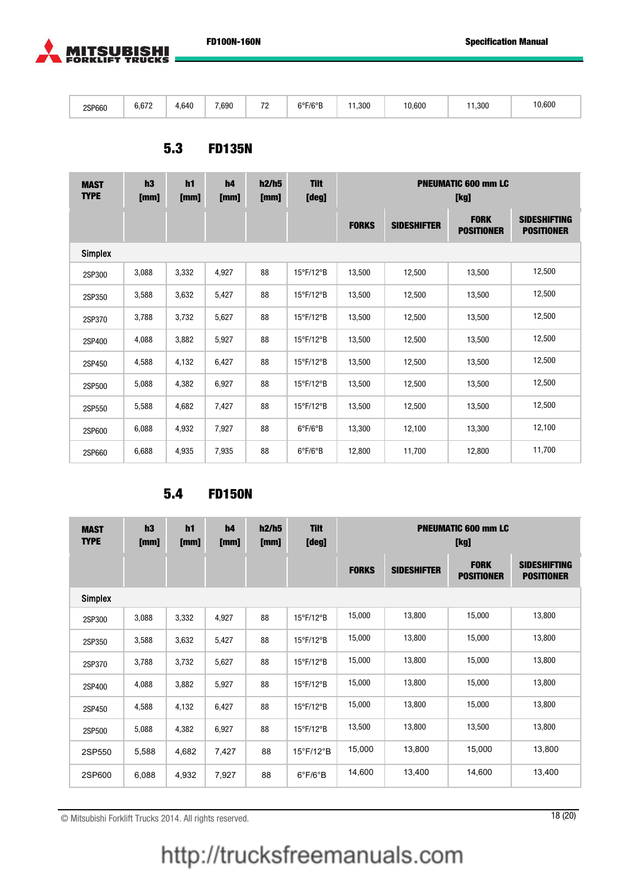| 2SP660 | 6,672 | 4,640 | 7,690 | 72 | 6°F/6°B | 11,300 | 10,600 | 11,300 | 10,600 |
|---|---|---|---|---|---|---|---|---|---|

### 5.3 FD135N

| MAST TYPE | h3 [mm] | h1 [mm] | h4 [mm] | h2/h5 [mm] | Tilt [deg] | PNEUMATIC 600 mm LC [kg] | | | |
|---|---|---|---|---|---|---|---|---|---|
| | | | | | | FORKS | SIDESHIFTER | FORK POSITIONER | SIDESHIFTING POSITIONER |
| Simplex | | | | | | | | | |
| 2SP300 | 3,088 | 3,332 | 4,927 | 88 | 15°F/12°B | 13,500 | 12,500 | 13,500 | 12,500 |
| 2SP350 | 3,588 | 3,632 | 5,427 | 88 | 15°F/12°B | 13,500 | 12,500 | 13,500 | 12,500 |
| 2SP370 | 3,788 | 3,732 | 5,627 | 88 | 15°F/12°B | 13,500 | 12,500 | 13,500 | 12,500 |
| 2SP400 | 4,088 | 3,882 | 5,927 | 88 | 15°F/12°B | 13,500 | 12,500 | 13,500 | 12,500 |
| 2SP450 | 4,588 | 4,132 | 6,427 | 88 | 15°F/12°B | 13,500 | 12,500 | 13,500 | 12,500 |
| 2SP500 | 5,088 | 4,382 | 6,927 | 88 | 15°F/12°B | 13,500 | 12,500 | 13,500 | 12,500 |
| 2SP550 | 5,588 | 4,682 | 7,427 | 88 | 15°F/12°B | 13,500 | 12,500 | 13,500 | 12,500 |
| 2SP600 | 6,088 | 4,932 | 7,927 | 88 | 6°F/6°B | 13,300 | 12,100 | 13,300 | 12,100 |
| 2SP660 | 6,688 | 4,935 | 7,935 | 88 | 6°F/6°B | 12,800 | 11,700 | 12,800 | 11,700 |

### 5.4 FD150N

| MAST TYPE | h3 [mm] | h1 [mm] | h4 [mm] | h2/h5 [mm] | Tilt [deg] | PNEUMATIC 600 mm LC [kg] | | | |
|---|---|---|---|---|---|---|---|---|---|
| | | | | | | FORKS | SIDESHIFTER | FORK POSITIONER | SIDESHIFTING POSITIONER |
| Simplex | | | | | | | | | |
| 2SP300 | 3,088 | 3,332 | 4,927 | 88 | 15°F/12°B | 15,000 | 13,800 | 15,000 | 13,800 |
| 2SP350 | 3,588 | 3,632 | 5,427 | 88 | 15°F/12°B | 15,000 | 13,800 | 15,000 | 13,800 |
| 2SP370 | 3,788 | 3,732 | 5,627 | 88 | 15°F/12°B | 15,000 | 13,800 | 15,000 | 13,800 |
| 2SP400 | 4,088 | 3,882 | 5,927 | 88 | 15°F/12°B | 15,000 | 13,800 | 15,000 | 13,800 |
| 2SP450 | 4,588 | 4,132 | 6,427 | 88 | 15°F/12°B | 15,000 | 13,800 | 15,000 | 13,800 |
| 2SP500 | 5,088 | 4,382 | 6,927 | 88 | 15°F/12°B | 13,500 | 13,800 | 13,500 | 13,800 |
| 2SP550 | 5,588 | 4,682 | 7,427 | 88 | 15°F/12°B | 15,000 | 13,800 | 15,000 | 13,800 |
| 2SP600 | 6,088 | 4,932 | 7,927 | 88 | 6°F/6°B | 14,600 | 13,400 | 14,600 | 13,400 |

© Mitsubishi Forklift Trucks 2014. All rights reserved.

http://trucksfreemanuals.com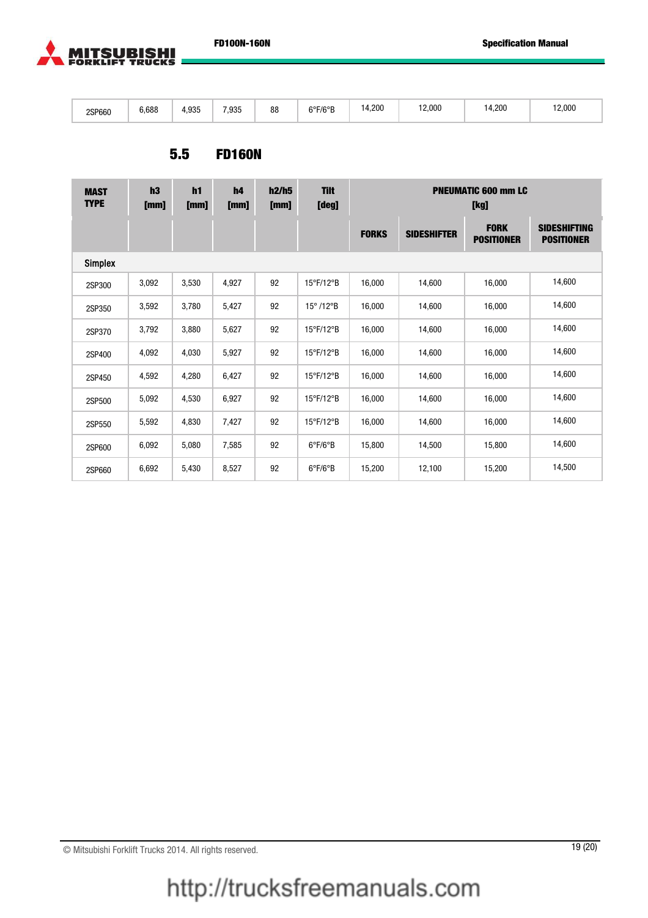| | | | | | | | | | |
|---|---|---|---|---|---|---|---|---|---|
| 2SP660 | 6,688 | 4,935 | 7,935 | 88 | 6°F/6°B | 14,200 | 12,000 | 14,200 | 12,000 |

## 5.5 FD160N

| MAST TYPE | h3 [mm] | h1 [mm] | h4 [mm] | h2/h5 [mm] | Tilt [deg] | PNEUMATIC 600 mm LC [kg] | | | |
|---|---|---|---|---|---|---|---|---|---|
| | | | | | | FORKS | SIDESHIFTER | FORK POSITIONER | SIDESHIFTING POSITIONER |
| **Simplex** | | | | | | | | | |
| 2SP300 | 3,092 | 3,530 | 4,927 | 92 | 15°F/12°B | 16,000 | 14,600 | 16,000 | 14,600 |
| 2SP350 | 3,592 | 3,780 | 5,427 | 92 | 15° /12°B | 16,000 | 14,600 | 16,000 | 14,600 |
| 2SP370 | 3,792 | 3,880 | 5,627 | 92 | 15°F/12°B | 16,000 | 14,600 | 16,000 | 14,600 |
| 2SP400 | 4,092 | 4,030 | 5,927 | 92 | 15°F/12°B | 16,000 | 14,600 | 16,000 | 14,600 |
| 2SP450 | 4,592 | 4,280 | 6,427 | 92 | 15°F/12°B | 16,000 | 14,600 | 16,000 | 14,600 |
| 2SP500 | 5,092 | 4,530 | 6,927 | 92 | 15°F/12°B | 16,000 | 14,600 | 16,000 | 14,600 |
| 2SP550 | 5,592 | 4,830 | 7,427 | 92 | 15°F/12°B | 16,000 | 14,600 | 16,000 | 14,600 |
| 2SP600 | 6,092 | 5,080 | 7,585 | 92 | 6°F/6°B | 15,800 | 14,500 | 15,800 | 14,600 |
| 2SP660 | 6,692 | 5,430 | 8,527 | 92 | 6°F/6°B | 15,200 | 12,100 | 15,200 | 14,500 |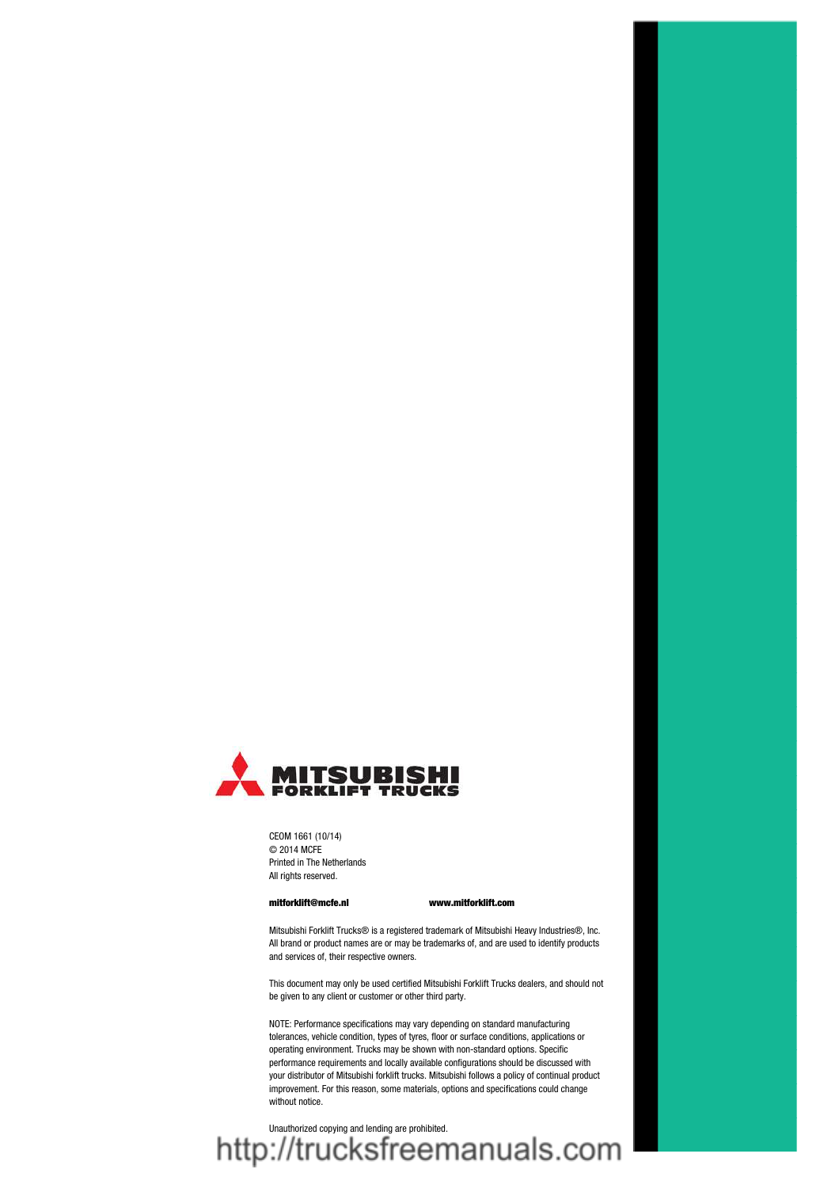MITSUBISHI
FORKLIFT TRUCKS

CEOM 1661 (10/14)
© 2014 MCFE
Printed in The Netherlands
All rights reserved.

**mitforklift@mcfe.nl** **www.mitforklift.com**

Mitsubishi Forklift Trucks® is a registered trademark of Mitsubishi Heavy Industries®, Inc. All brand or product names are or may be trademarks of, and are used to identify products and services of, their respective owners.

This document may only be used certified Mitsubishi Forklift Trucks dealers, and should not be given to any client or customer or other third party.

NOTE: Performance specifications may vary depending on standard manufacturing tolerances, vehicle condition, types of tyres, floor or surface conditions, applications or operating environment. Trucks may be shown with non-standard options. Specific performance requirements and locally available configurations should be discussed with your distributor of Mitsubishi forklift trucks. Mitsubishi follows a policy of continual product improvement. For this reason, some materials, options and specifications could change without notice.

Unauthorized copying and lending are prohibited.

http://trucksfreemanuals.com